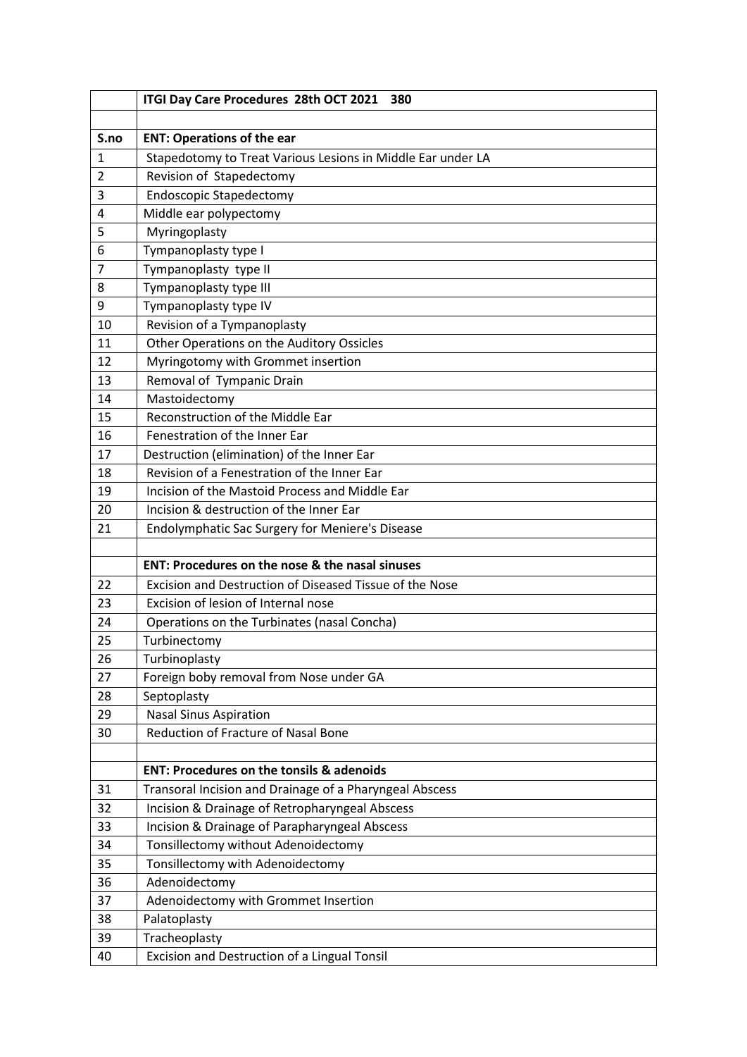|  | ITGI Day Care Procedures 28th OCT 2021 380 |
|---|---|
|  |  |
| **S.no** | **ENT: Operations of the ear** |
| 1 | Stapedotomy to Treat Various Lesions in Middle Ear under LA |
| 2 | Revision of Stapedectomy |
| 3 | Endoscopic Stapedectomy |
| 4 | Middle ear polypectomy |
| 5 | Myringoplasty |
| 6 | Tympanoplasty type I |
| 7 | Tympanoplasty type II |
| 8 | Tympanoplasty type III |
| 9 | Tympanoplasty type IV |
| 10 | Revision of a Tympanoplasty |
| 11 | Other Operations on the Auditory Ossicles |
| 12 | Myringotomy with Grommet insertion |
| 13 | Removal of Tympanic Drain |
| 14 | Mastoidectomy |
| 15 | Reconstruction of the Middle Ear |
| 16 | Fenestration of the Inner Ear |
| 17 | Destruction (elimination) of the Inner Ear |
| 18 | Revision of a Fenestration of the Inner Ear |
| 19 | Incision of the Mastoid Process and Middle Ear |
| 20 | Incision & destruction of the Inner Ear |
| 21 | Endolymphatic Sac Surgery for Meniere's Disease |
|  |  |
|  | **ENT: Procedures on the nose & the nasal sinuses** |
| 22 | Excision and Destruction of Diseased Tissue of the Nose |
| 23 | Excision of lesion of Internal nose |
| 24 | Operations on the Turbinates (nasal Concha) |
| 25 | Turbinectomy |
| 26 | Turbinoplasty |
| 27 | Foreign boby removal from Nose under GA |
| 28 | Septoplasty |
| 29 | Nasal Sinus Aspiration |
| 30 | Reduction of Fracture of Nasal Bone |
|  |  |
|  | **ENT: Procedures on the tonsils & adenoids** |
| 31 | Transoral Incision and Drainage of a Pharyngeal Abscess |
| 32 | Incision & Drainage of Retropharyngeal Abscess |
| 33 | Incision & Drainage of Parapharyngeal Abscess |
| 34 | Tonsillectomy without Adenoidectomy |
| 35 | Tonsillectomy with Adenoidectomy |
| 36 | Adenoidectomy |
| 37 | Adenoidectomy with Grommet Insertion |
| 38 | Palatoplasty |
| 39 | Tracheoplasty |
| 40 | Excision and Destruction of a Lingual Tonsil |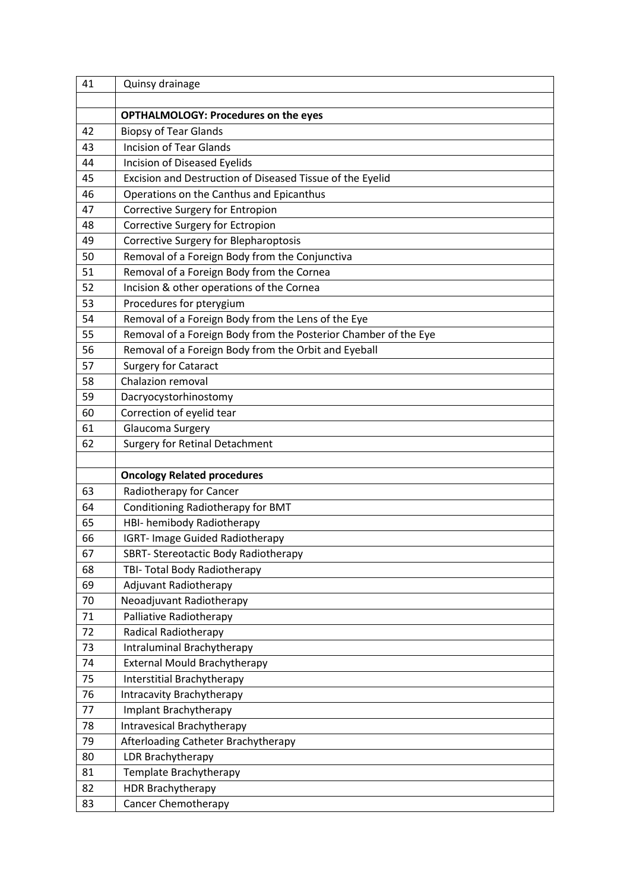| 41 | Quinsy drainage |
|---|---|
| | |
| | **OPTHALMOLOGY: Procedures on the eyes** |
| 42 | Biopsy of Tear Glands |
| 43 | Incision of Tear Glands |
| 44 | Incision of Diseased Eyelids |
| 45 | Excision and Destruction of Diseased Tissue of the Eyelid |
| 46 | Operations on the Canthus and Epicanthus |
| 47 | Corrective Surgery for Entropion |
| 48 | Corrective Surgery for Ectropion |
| 49 | Corrective Surgery for Blepharoptosis |
| 50 | Removal of a Foreign Body from the Conjunctiva |
| 51 | Removal of a Foreign Body from the Cornea |
| 52 | Incision & other operations of the Cornea |
| 53 | Procedures for pterygium |
| 54 | Removal of a Foreign Body from the Lens of the Eye |
| 55 | Removal of a Foreign Body from the Posterior Chamber of the Eye |
| 56 | Removal of a Foreign Body from the Orbit and Eyeball |
| 57 | Surgery for Cataract |
| 58 | Chalazion removal |
| 59 | Dacryocystorhinostomy |
| 60 | Correction of eyelid tear |
| 61 | Glaucoma Surgery |
| 62 | Surgery for Retinal Detachment |
| | |
| | **Oncology Related procedures** |
| 63 | Radiotherapy for Cancer |
| 64 | Conditioning Radiotherapy for BMT |
| 65 | HBI- hemibody Radiotherapy |
| 66 | IGRT- Image Guided Radiotherapy |
| 67 | SBRT- Stereotactic Body Radiotherapy |
| 68 | TBI- Total Body Radiotherapy |
| 69 | Adjuvant Radiotherapy |
| 70 | Neoadjuvant Radiotherapy |
| 71 | Palliative Radiotherapy |
| 72 | Radical Radiotherapy |
| 73 | Intraluminal Brachytherapy |
| 74 | External Mould Brachytherapy |
| 75 | Interstitial Brachytherapy |
| 76 | Intracavity Brachytherapy |
| 77 | Implant Brachytherapy |
| 78 | Intravesical Brachytherapy |
| 79 | Afterloading Catheter Brachytherapy |
| 80 | LDR Brachytherapy |
| 81 | Template Brachytherapy |
| 82 | HDR Brachytherapy |
| 83 | Cancer Chemotherapy |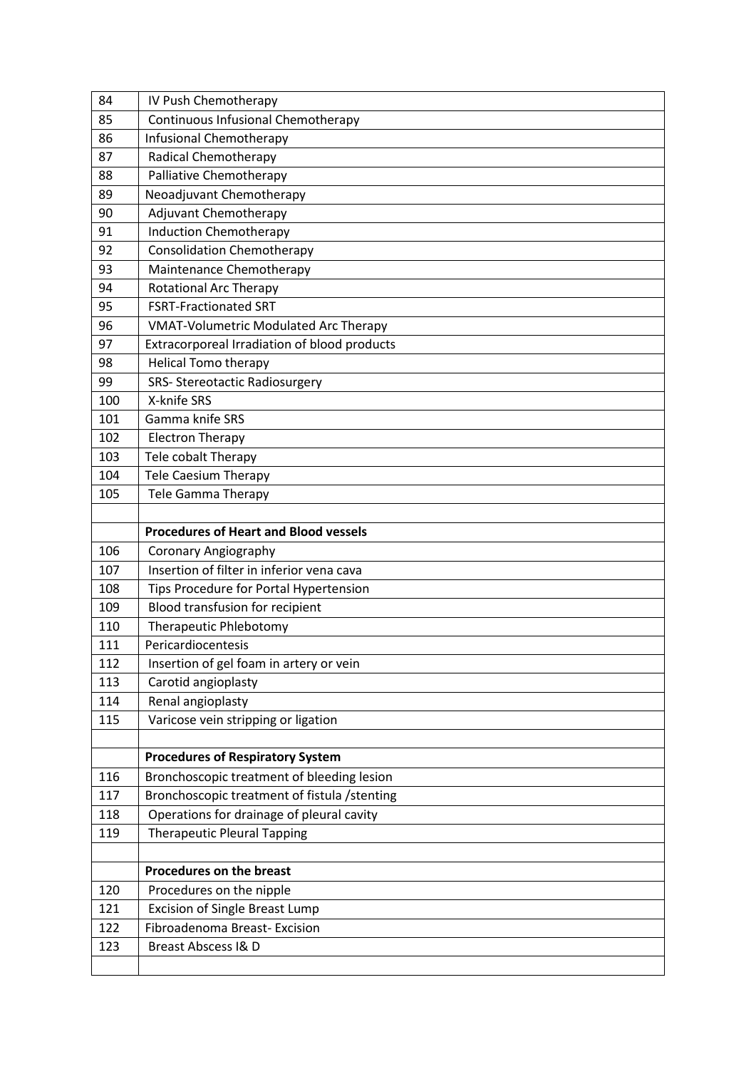| | |
|---|---|
| 84 | IV Push Chemotherapy |
| 85 | Continuous Infusional Chemotherapy |
| 86 | Infusional Chemotherapy |
| 87 | Radical Chemotherapy |
| 88 | Palliative Chemotherapy |
| 89 | Neoadjuvant Chemotherapy |
| 90 | Adjuvant Chemotherapy |
| 91 | Induction Chemotherapy |
| 92 | Consolidation Chemotherapy |
| 93 | Maintenance Chemotherapy |
| 94 | Rotational Arc Therapy |
| 95 | FSRT-Fractionated SRT |
| 96 | VMAT-Volumetric Modulated Arc Therapy |
| 97 | Extracorporeal Irradiation of blood products |
| 98 | Helical Tomo therapy |
| 99 | SRS- Stereotactic Radiosurgery |
| 100 | X-knife SRS |
| 101 | Gamma knife SRS |
| 102 | Electron Therapy |
| 103 | Tele cobalt Therapy |
| 104 | Tele Caesium Therapy |
| 105 | Tele Gamma Therapy |
| | |
| | **Procedures of Heart and Blood vessels** |
| 106 | Coronary Angiography |
| 107 | Insertion of filter in inferior vena cava |
| 108 | Tips Procedure for Portal Hypertension |
| 109 | Blood transfusion for recipient |
| 110 | Therapeutic Phlebotomy |
| 111 | Pericardiocentesis |
| 112 | Insertion of gel foam in artery or vein |
| 113 | Carotid angioplasty |
| 114 | Renal angioplasty |
| 115 | Varicose vein stripping or ligation |
| | |
| | **Procedures of Respiratory System** |
| 116 | Bronchoscopic treatment of bleeding lesion |
| 117 | Bronchoscopic treatment of fistula /stenting |
| 118 | Operations for drainage of pleural cavity |
| 119 | Therapeutic Pleural Tapping |
| | |
| | **Procedures on the breast** |
| 120 | Procedures on the nipple |
| 121 | Excision of Single Breast Lump |
| 122 | Fibroadenoma Breast- Excision |
| 123 | Breast Abscess I& D |
| | |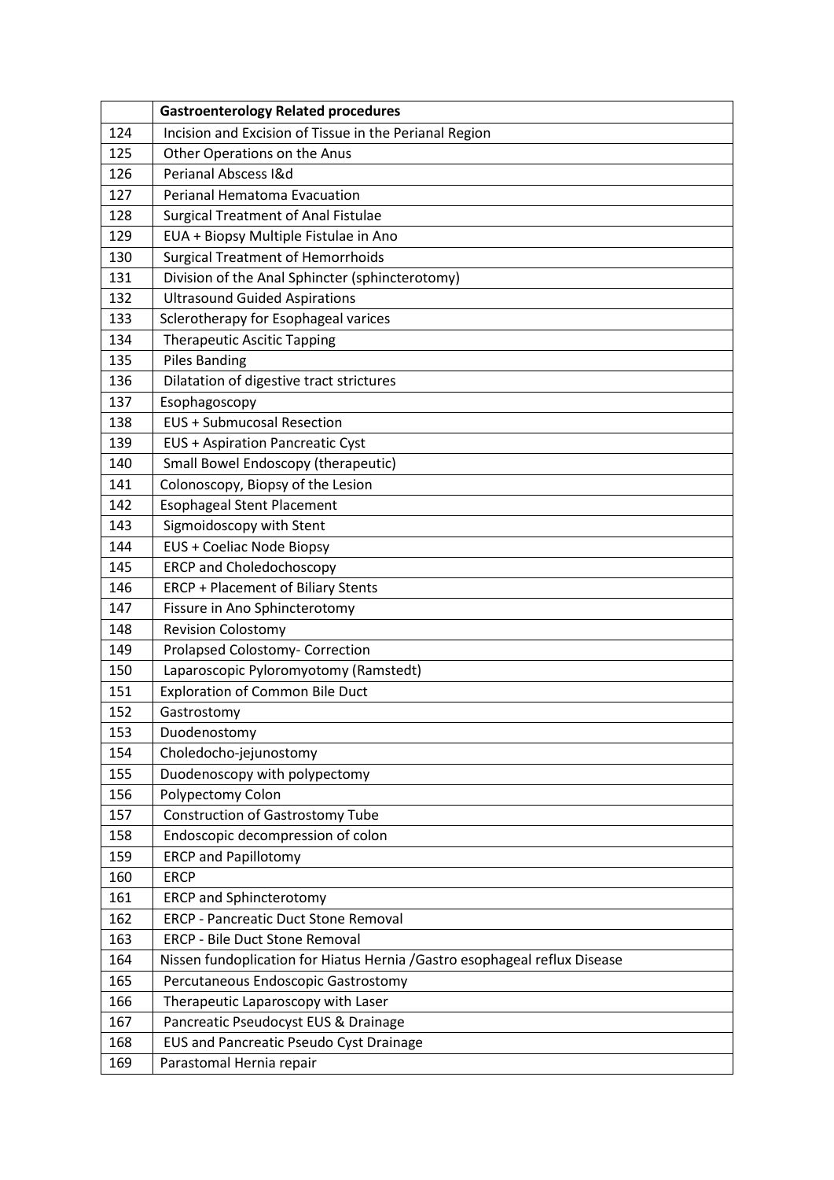| | **Gastroenterology Related procedures** |
|---|---|
| 124 | Incision and Excision of Tissue in the Perianal Region |
| 125 | Other Operations on the Anus |
| 126 | Perianal Abscess I&d |
| 127 | Perianal Hematoma Evacuation |
| 128 | Surgical Treatment of Anal Fistulae |
| 129 | EUA + Biopsy Multiple Fistulae in Ano |
| 130 | Surgical Treatment of Hemorrhoids |
| 131 | Division of the Anal Sphincter (sphincterotomy) |
| 132 | Ultrasound Guided Aspirations |
| 133 | Sclerotherapy for Esophageal varices |
| 134 | Therapeutic Ascitic Tapping |
| 135 | Piles Banding |
| 136 | Dilatation of digestive tract strictures |
| 137 | Esophagoscopy |
| 138 | EUS + Submucosal Resection |
| 139 | EUS + Aspiration Pancreatic Cyst |
| 140 | Small Bowel Endoscopy (therapeutic) |
| 141 | Colonoscopy, Biopsy of the Lesion |
| 142 | Esophageal Stent Placement |
| 143 | Sigmoidoscopy with Stent |
| 144 | EUS + Coeliac Node Biopsy |
| 145 | ERCP and Choledochoscopy |
| 146 | ERCP + Placement of Biliary Stents |
| 147 | Fissure in Ano Sphincterotomy |
| 148 | Revision Colostomy |
| 149 | Prolapsed Colostomy- Correction |
| 150 | Laparoscopic Pyloromyotomy (Ramstedt) |
| 151 | Exploration of Common Bile Duct |
| 152 | Gastrostomy |
| 153 | Duodenostomy |
| 154 | Choledocho-jejunostomy |
| 155 | Duodenoscopy with polypectomy |
| 156 | Polypectomy Colon |
| 157 | Construction of Gastrostomy Tube |
| 158 | Endoscopic decompression of colon |
| 159 | ERCP and Papillotomy |
| 160 | ERCP |
| 161 | ERCP and Sphincterotomy |
| 162 | ERCP - Pancreatic Duct Stone Removal |
| 163 | ERCP - Bile Duct Stone Removal |
| 164 | Nissen fundoplication for Hiatus Hernia /Gastro esophageal reflux Disease |
| 165 | Percutaneous Endoscopic Gastrostomy |
| 166 | Therapeutic Laparoscopy with Laser |
| 167 | Pancreatic Pseudocyst EUS & Drainage |
| 168 | EUS and Pancreatic Pseudo Cyst Drainage |
| 169 | Parastomal Hernia repair |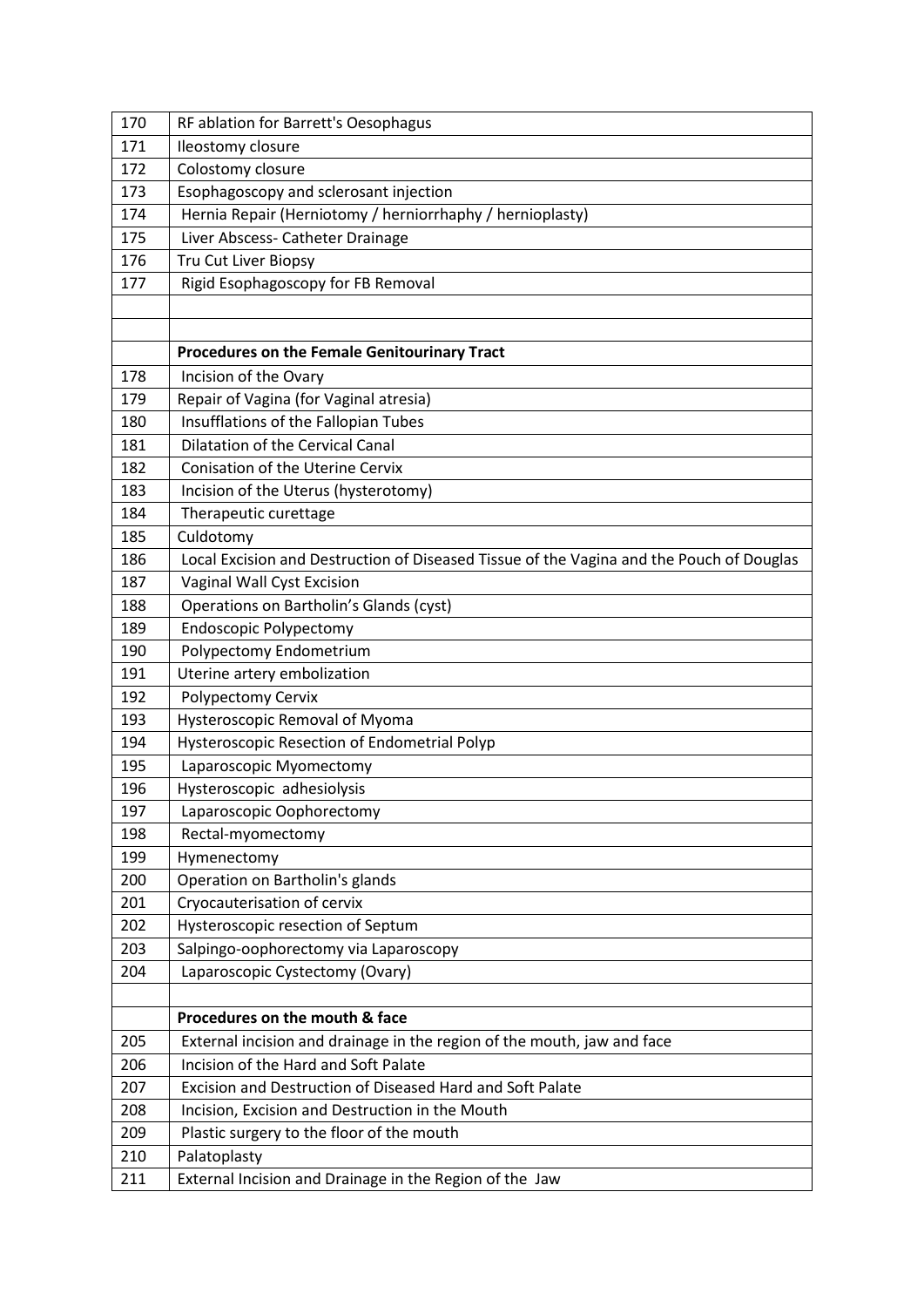| | |
|---|---|
| 170 | RF ablation for Barrett's Oesophagus |
| 171 | Ileostomy closure |
| 172 | Colostomy closure |
| 173 | Esophagoscopy and sclerosant injection |
| 174 | Hernia Repair (Herniotomy / herniorrhaphy / hernioplasty) |
| 175 | Liver Abscess- Catheter Drainage |
| 176 | Tru Cut Liver Biopsy |
| 177 | Rigid Esophagoscopy for FB Removal |
| | |
| | |
| | **Procedures on the Female Genitourinary Tract** |
| 178 | Incision of the Ovary |
| 179 | Repair of Vagina (for Vaginal atresia) |
| 180 | Insufflations of the Fallopian Tubes |
| 181 | Dilatation of the Cervical Canal |
| 182 | Conisation of the Uterine Cervix |
| 183 | Incision of the Uterus (hysterotomy) |
| 184 | Therapeutic curettage |
| 185 | Culdotomy |
| 186 | Local Excision and Destruction of Diseased Tissue of the Vagina and the Pouch of Douglas |
| 187 | Vaginal Wall Cyst Excision |
| 188 | Operations on Bartholin's Glands (cyst) |
| 189 | Endoscopic Polypectomy |
| 190 | Polypectomy Endometrium |
| 191 | Uterine artery embolization |
| 192 | Polypectomy Cervix |
| 193 | Hysteroscopic Removal of Myoma |
| 194 | Hysteroscopic Resection of Endometrial Polyp |
| 195 | Laparoscopic Myomectomy |
| 196 | Hysteroscopic adhesiolysis |
| 197 | Laparoscopic Oophorectomy |
| 198 | Rectal-myomectomy |
| 199 | Hymenectomy |
| 200 | Operation on Bartholin's glands |
| 201 | Cryocauterisation of cervix |
| 202 | Hysteroscopic resection of Septum |
| 203 | Salpingo-oophorectomy via Laparoscopy |
| 204 | Laparoscopic Cystectomy (Ovary) |
| | |
| | **Procedures on the mouth & face** |
| 205 | External incision and drainage in the region of the mouth, jaw and face |
| 206 | Incision of the Hard and Soft Palate |
| 207 | Excision and Destruction of Diseased Hard and Soft Palate |
| 208 | Incision, Excision and Destruction in the Mouth |
| 209 | Plastic surgery to the floor of the mouth |
| 210 | Palatoplasty |
| 211 | External Incision and Drainage in the Region of the Jaw |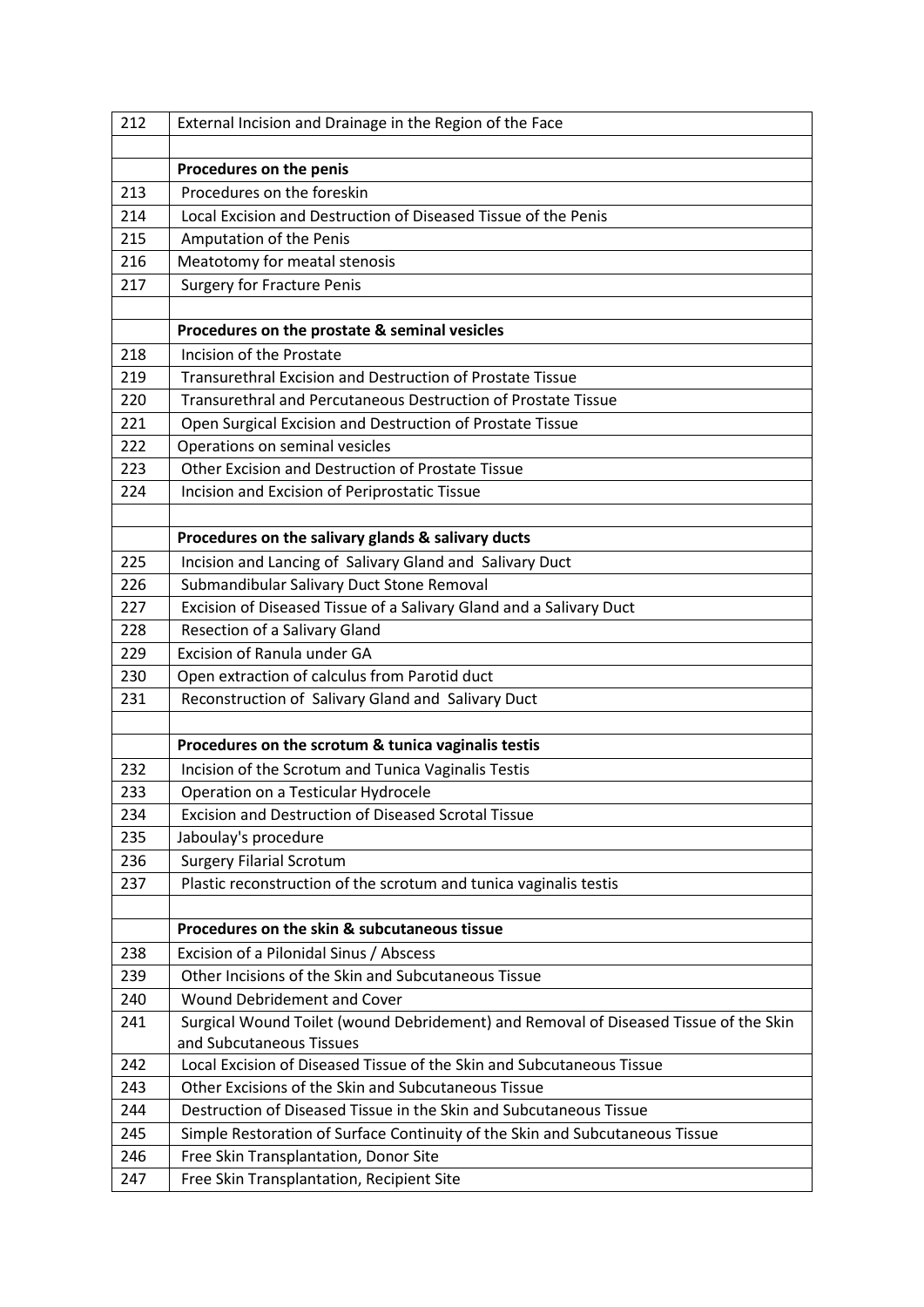| 212 | External Incision and Drainage in the Region of the Face |
|---|---|
| | |
| | **Procedures on the penis** |
| 213 | Procedures on the foreskin |
| 214 | Local Excision and Destruction of Diseased Tissue of the Penis |
| 215 | Amputation of the Penis |
| 216 | Meatotomy for meatal stenosis |
| 217 | Surgery for Fracture Penis |
| | |
| | **Procedures on the prostate & seminal vesicles** |
| 218 | Incision of the Prostate |
| 219 | Transurethral Excision and Destruction of Prostate Tissue |
| 220 | Transurethral and Percutaneous Destruction of Prostate Tissue |
| 221 | Open Surgical Excision and Destruction of Prostate Tissue |
| 222 | Operations on seminal vesicles |
| 223 | Other Excision and Destruction of Prostate Tissue |
| 224 | Incision and Excision of Periprostatic Tissue |
| | |
| | **Procedures on the salivary glands & salivary ducts** |
| 225 | Incision and Lancing of Salivary Gland and Salivary Duct |
| 226 | Submandibular Salivary Duct Stone Removal |
| 227 | Excision of Diseased Tissue of a Salivary Gland and a Salivary Duct |
| 228 | Resection of a Salivary Gland |
| 229 | Excision of Ranula under GA |
| 230 | Open extraction of calculus from Parotid duct |
| 231 | Reconstruction of Salivary Gland and Salivary Duct |
| | |
| | **Procedures on the scrotum & tunica vaginalis testis** |
| 232 | Incision of the Scrotum and Tunica Vaginalis Testis |
| 233 | Operation on a Testicular Hydrocele |
| 234 | Excision and Destruction of Diseased Scrotal Tissue |
| 235 | Jaboulay's procedure |
| 236 | Surgery Filarial Scrotum |
| 237 | Plastic reconstruction of the scrotum and tunica vaginalis testis |
| | |
| | **Procedures on the skin & subcutaneous tissue** |
| 238 | Excision of a Pilonidal Sinus / Abscess |
| 239 | Other Incisions of the Skin and Subcutaneous Tissue |
| 240 | Wound Debridement and Cover |
| 241 | Surgical Wound Toilet (wound Debridement) and Removal of Diseased Tissue of the Skin and Subcutaneous Tissues |
| 242 | Local Excision of Diseased Tissue of the Skin and Subcutaneous Tissue |
| 243 | Other Excisions of the Skin and Subcutaneous Tissue |
| 244 | Destruction of Diseased Tissue in the Skin and Subcutaneous Tissue |
| 245 | Simple Restoration of Surface Continuity of the Skin and Subcutaneous Tissue |
| 246 | Free Skin Transplantation, Donor Site |
| 247 | Free Skin Transplantation, Recipient Site |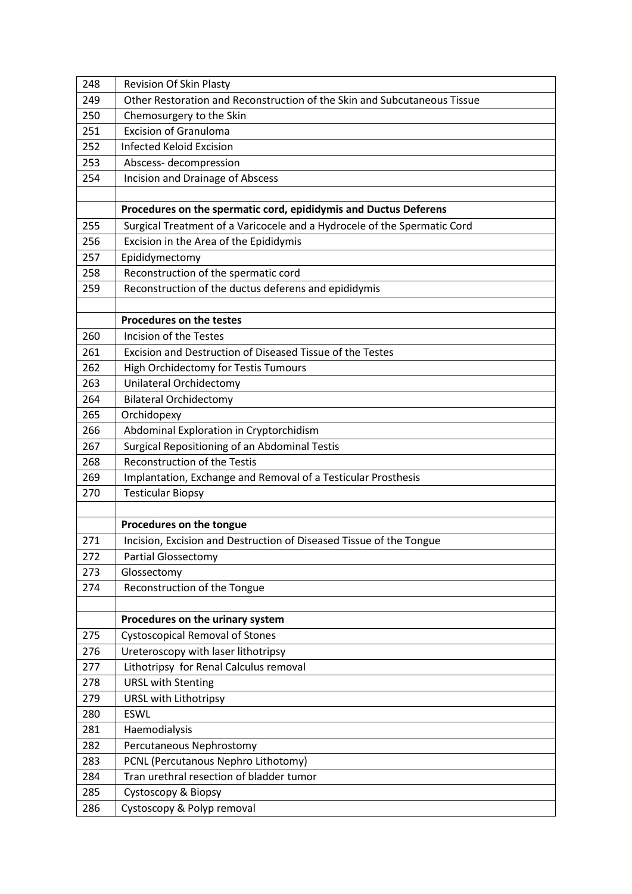| | |
|---|---|
| 248 | Revision Of Skin Plasty |
| 249 | Other Restoration and Reconstruction of the Skin and Subcutaneous Tissue |
| 250 | Chemosurgery to the Skin |
| 251 | Excision of Granuloma |
| 252 | Infected Keloid Excision |
| 253 | Abscess- decompression |
| 254 | Incision and Drainage of Abscess |
| | |
| | **Procedures on the spermatic cord, epididymis and Ductus Deferens** |
| 255 | Surgical Treatment of a Varicocele and a Hydrocele of the Spermatic Cord |
| 256 | Excision in the Area of the Epididymis |
| 257 | Epididymectomy |
| 258 | Reconstruction of the spermatic cord |
| 259 | Reconstruction of the ductus deferens and epididymis |
| | |
| | **Procedures on the testes** |
| 260 | Incision of the Testes |
| 261 | Excision and Destruction of Diseased Tissue of the Testes |
| 262 | High Orchidectomy for Testis Tumours |
| 263 | Unilateral Orchidectomy |
| 264 | Bilateral Orchidectomy |
| 265 | Orchidopexy |
| 266 | Abdominal Exploration in Cryptorchidism |
| 267 | Surgical Repositioning of an Abdominal Testis |
| 268 | Reconstruction of the Testis |
| 269 | Implantation, Exchange and Removal of a Testicular Prosthesis |
| 270 | Testicular Biopsy |
| | |
| | **Procedures on the tongue** |
| 271 | Incision, Excision and Destruction of Diseased Tissue of the Tongue |
| 272 | Partial Glossectomy |
| 273 | Glossectomy |
| 274 | Reconstruction of the Tongue |
| | |
| | **Procedures on the urinary system** |
| 275 | Cystoscopical Removal of Stones |
| 276 | Ureteroscopy with laser lithotripsy |
| 277 | Lithotripsy for Renal Calculus removal |
| 278 | URSL with Stenting |
| 279 | URSL with Lithotripsy |
| 280 | ESWL |
| 281 | Haemodialysis |
| 282 | Percutaneous Nephrostomy |
| 283 | PCNL (Percutanous Nephro Lithotomy) |
| 284 | Tran urethral resection of bladder tumor |
| 285 | Cystoscopy & Biopsy |
| 286 | Cystoscopy & Polyp removal |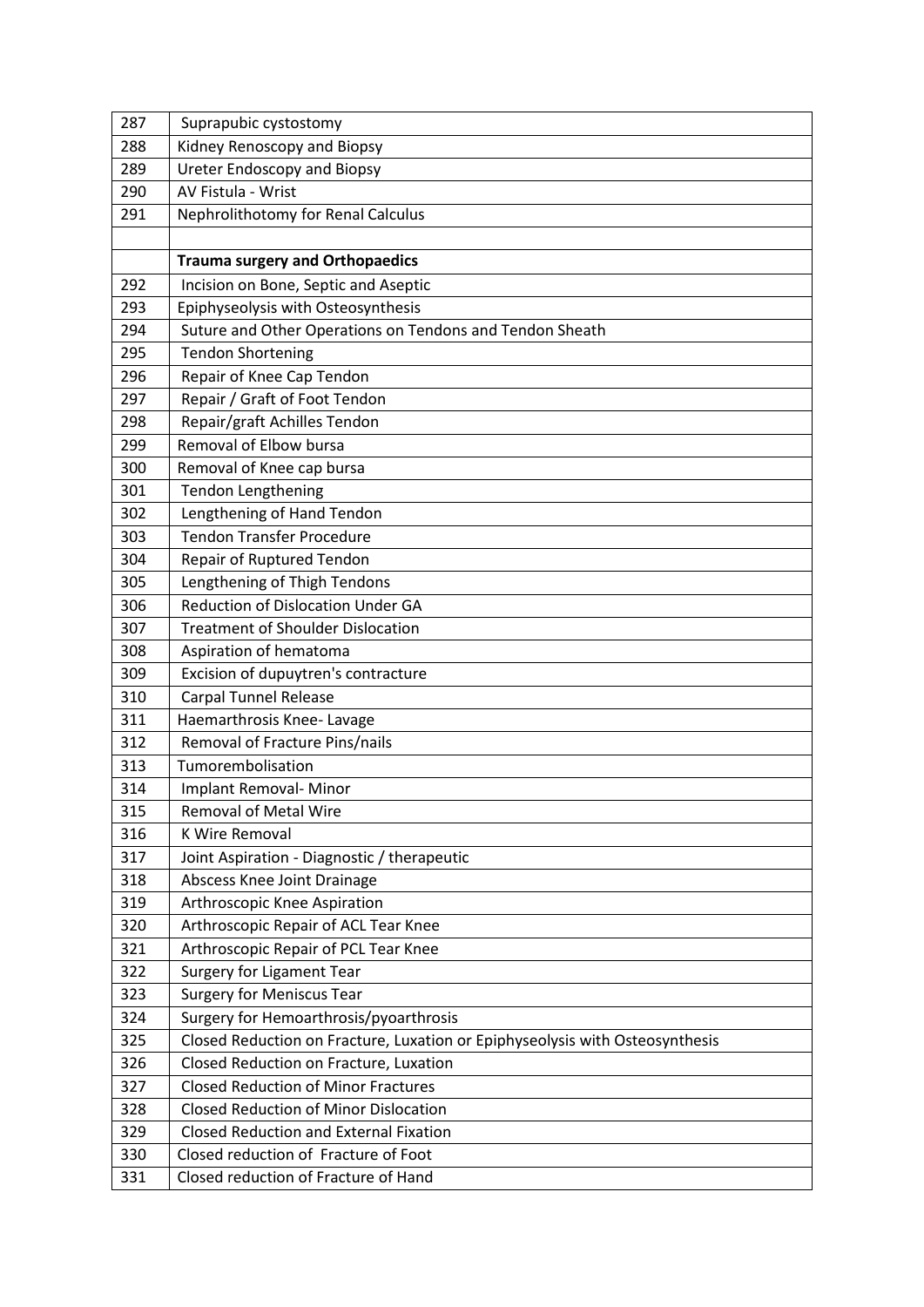| | |
|---|---|
| 287 | Suprapubic cystostomy |
| 288 | Kidney Renoscopy and Biopsy |
| 289 | Ureter Endoscopy and Biopsy |
| 290 | AV Fistula - Wrist |
| 291 | Nephrolithotomy for Renal Calculus |
| | |
| | **Trauma surgery and Orthopaedics** |
| 292 | Incision on Bone, Septic and Aseptic |
| 293 | Epiphyseolysis with Osteosynthesis |
| 294 | Suture and Other Operations on Tendons and Tendon Sheath |
| 295 | Tendon Shortening |
| 296 | Repair of Knee Cap Tendon |
| 297 | Repair / Graft of Foot Tendon |
| 298 | Repair/graft Achilles Tendon |
| 299 | Removal of Elbow bursa |
| 300 | Removal of Knee cap bursa |
| 301 | Tendon Lengthening |
| 302 | Lengthening of Hand Tendon |
| 303 | Tendon Transfer Procedure |
| 304 | Repair of Ruptured Tendon |
| 305 | Lengthening of Thigh Tendons |
| 306 | Reduction of Dislocation Under GA |
| 307 | Treatment of Shoulder Dislocation |
| 308 | Aspiration of hematoma |
| 309 | Excision of dupuytren's contracture |
| 310 | Carpal Tunnel Release |
| 311 | Haemarthrosis Knee- Lavage |
| 312 | Removal of Fracture Pins/nails |
| 313 | Tumorembolisation |
| 314 | Implant Removal- Minor |
| 315 | Removal of Metal Wire |
| 316 | K Wire Removal |
| 317 | Joint Aspiration - Diagnostic / therapeutic |
| 318 | Abscess Knee Joint Drainage |
| 319 | Arthroscopic Knee Aspiration |
| 320 | Arthroscopic Repair of ACL Tear Knee |
| 321 | Arthroscopic Repair of PCL Tear Knee |
| 322 | Surgery for Ligament Tear |
| 323 | Surgery for Meniscus Tear |
| 324 | Surgery for Hemoarthrosis/pyoarthrosis |
| 325 | Closed Reduction on Fracture, Luxation or Epiphyseolysis with Osteosynthesis |
| 326 | Closed Reduction on Fracture, Luxation |
| 327 | Closed Reduction of Minor Fractures |
| 328 | Closed Reduction of Minor Dislocation |
| 329 | Closed Reduction and External Fixation |
| 330 | Closed reduction of Fracture of Foot |
| 331 | Closed reduction of Fracture of Hand |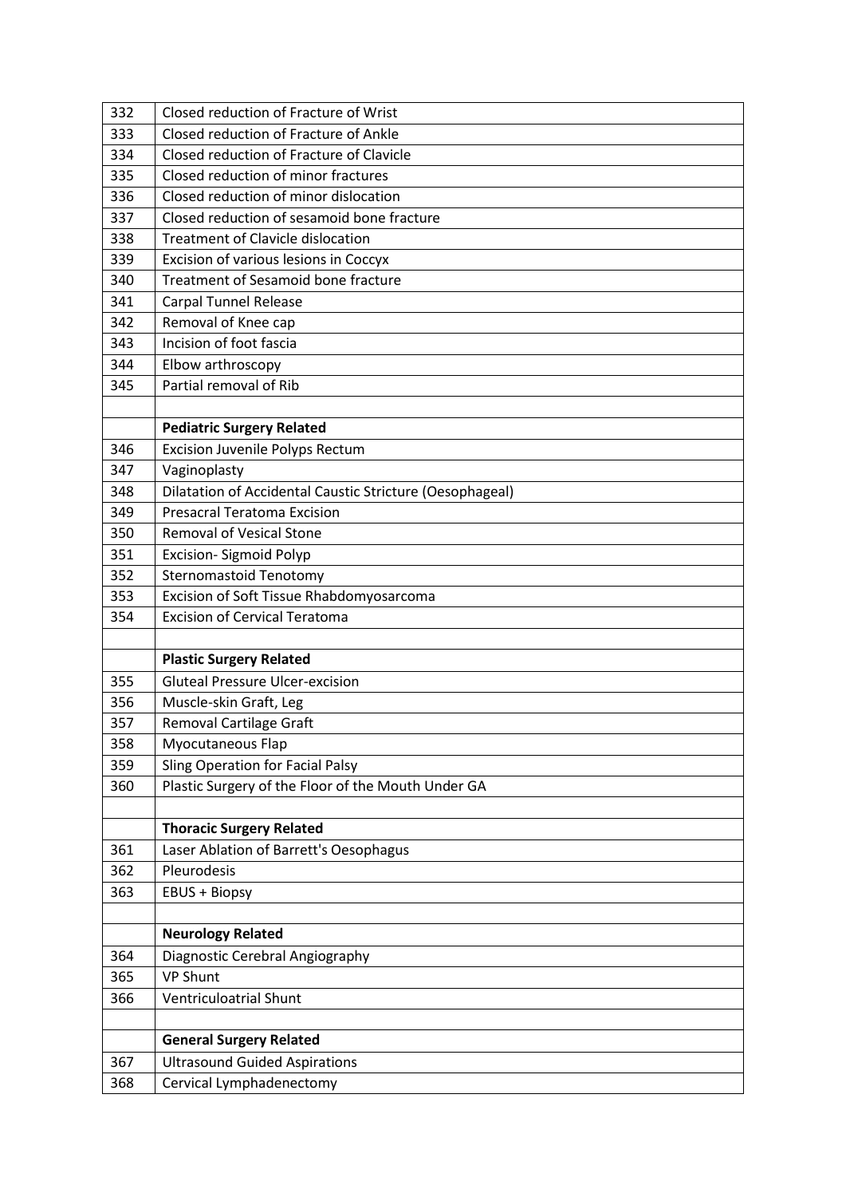| | |
|---|---|
| 332 | Closed reduction of Fracture of Wrist |
| 333 | Closed reduction of Fracture of Ankle |
| 334 | Closed reduction of Fracture of Clavicle |
| 335 | Closed reduction of minor fractures |
| 336 | Closed reduction of minor dislocation |
| 337 | Closed reduction of sesamoid bone fracture |
| 338 | Treatment of Clavicle dislocation |
| 339 | Excision of various lesions in Coccyx |
| 340 | Treatment of Sesamoid bone fracture |
| 341 | Carpal Tunnel Release |
| 342 | Removal of Knee cap |
| 343 | Incision of foot fascia |
| 344 | Elbow arthroscopy |
| 345 | Partial removal of Rib |
| | |
| | **Pediatric Surgery Related** |
| 346 | Excision Juvenile Polyps Rectum |
| 347 | Vaginoplasty |
| 348 | Dilatation of Accidental Caustic Stricture (Oesophageal) |
| 349 | Presacral Teratoma Excision |
| 350 | Removal of Vesical Stone |
| 351 | Excision- Sigmoid Polyp |
| 352 | Sternomastoid Tenotomy |
| 353 | Excision of Soft Tissue Rhabdomyosarcoma |
| 354 | Excision of Cervical Teratoma |
| | |
| | **Plastic Surgery Related** |
| 355 | Gluteal Pressure Ulcer-excision |
| 356 | Muscle-skin Graft, Leg |
| 357 | Removal Cartilage Graft |
| 358 | Myocutaneous Flap |
| 359 | Sling Operation for Facial Palsy |
| 360 | Plastic Surgery of the Floor of the Mouth Under GA |
| | |
| | **Thoracic Surgery Related** |
| 361 | Laser Ablation of Barrett's Oesophagus |
| 362 | Pleurodesis |
| 363 | EBUS + Biopsy |
| | |
| | **Neurology Related** |
| 364 | Diagnostic Cerebral Angiography |
| 365 | VP Shunt |
| 366 | Ventriculoatrial Shunt |
| | |
| | **General Surgery Related** |
| 367 | Ultrasound Guided Aspirations |
| 368 | Cervical Lymphadenectomy |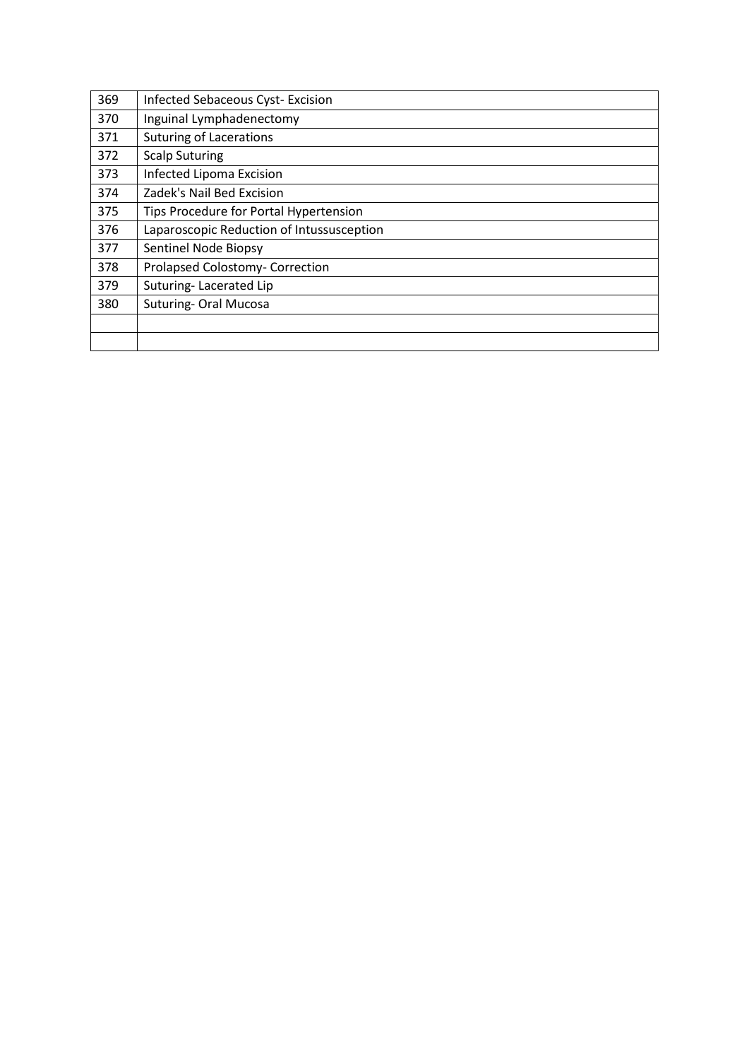| | |
|---|---|
| 369 | Infected Sebaceous Cyst- Excision |
| 370 | Inguinal Lymphadenectomy |
| 371 | Suturing of Lacerations |
| 372 | Scalp Suturing |
| 373 | Infected Lipoma Excision |
| 374 | Zadek's Nail Bed Excision |
| 375 | Tips Procedure for Portal Hypertension |
| 376 | Laparoscopic Reduction of Intussusception |
| 377 | Sentinel Node Biopsy |
| 378 | Prolapsed Colostomy- Correction |
| 379 | Suturing- Lacerated Lip |
| 380 | Suturing- Oral Mucosa |
| | |
| | |